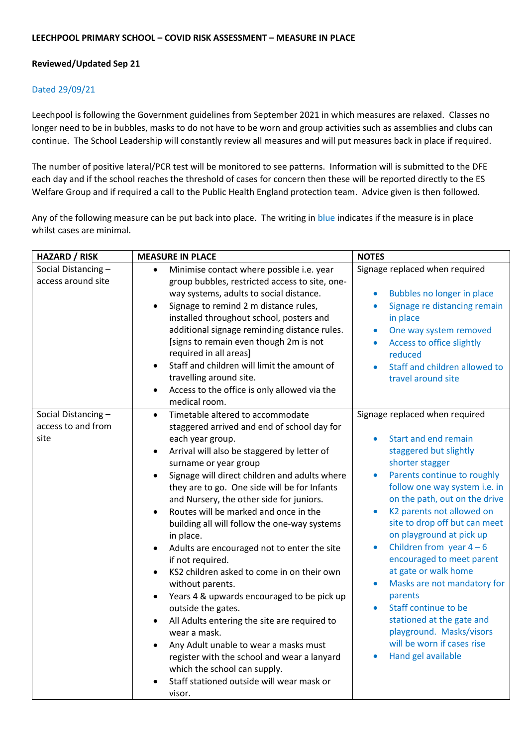**LEECHPOOL PRIMARY SCHOOL – COVID RISK ASSESSMENT – MEASURE IN PLACE**

**Reviewed/Updated Sep 21**

Dated 29/09/21

Leechpool is following the Government guidelines from September 2021 in which measures are relaxed. Classes no longer need to be in bubbles, masks to do not have to be worn and group activities such as assemblies and clubs can continue. The School Leadership will constantly review all measures and will put measures back in place if required.

The number of positive lateral/PCR test will be monitored to see patterns. Information will is submitted to the DFE each day and if the school reaches the threshold of cases for concern then these will be reported directly to the ES Welfare Group and if required a call to the Public Health England protection team. Advice given is then followed.

Any of the following measure can be put back into place. The writing in blue indicates if the measure is in place whilst cases are minimal.

| HAZARD / RISK | MEASURE IN PLACE | NOTES |
|---|---|---|
| Social Distancing – access around site | • Minimise contact where possible i.e. year group bubbles, restricted access to site, one-way systems, adults to social distance.<br>• Signage to remind 2 m distance rules, installed throughout school, posters and additional signage reminding distance rules. [signs to remain even though 2m is not required in all areas]<br>• Staff and children will limit the amount of travelling around site.<br>• Access to the office is only allowed via the medical room. | Signage replaced when required<br><br>• Bubbles no longer in place<br>• Signage re distancing remain in place<br>• One way system removed<br>• Access to office slightly reduced<br>• Staff and children allowed to travel around site |
| Social Distancing – access to and from site | • Timetable altered to accommodate staggered arrived and end of school day for each year group.<br>• Arrival will also be staggered by letter of surname or year group<br>• Signage will direct children and adults where they are to go. One side will be for Infants and Nursery, the other side for juniors.<br>• Routes will be marked and once in the building all will follow the one-way systems in place.<br>• Adults are encouraged not to enter the site if not required.<br>• KS2 children asked to come in on their own without parents.<br>• Years 4 & upwards encouraged to be pick up outside the gates.<br>• All Adults entering the site are required to wear a mask.<br>• Any Adult unable to wear a masks must register with the school and wear a lanyard which the school can supply.<br>• Staff stationed outside will wear mask or visor. | Signage replaced when required<br><br>• Start and end remain staggered but slightly shorter stagger<br>• Parents continue to roughly follow one way system i.e. in on the path, out on the drive<br>• K2 parents not allowed on site to drop off but can meet on playground at pick up<br>• Children from year 4 – 6 encouraged to meet parent at gate or walk home<br>• Masks are not mandatory for parents<br>• Staff continue to be stationed at the gate and playground. Masks/visors will be worn if cases rise<br>• Hand gel available |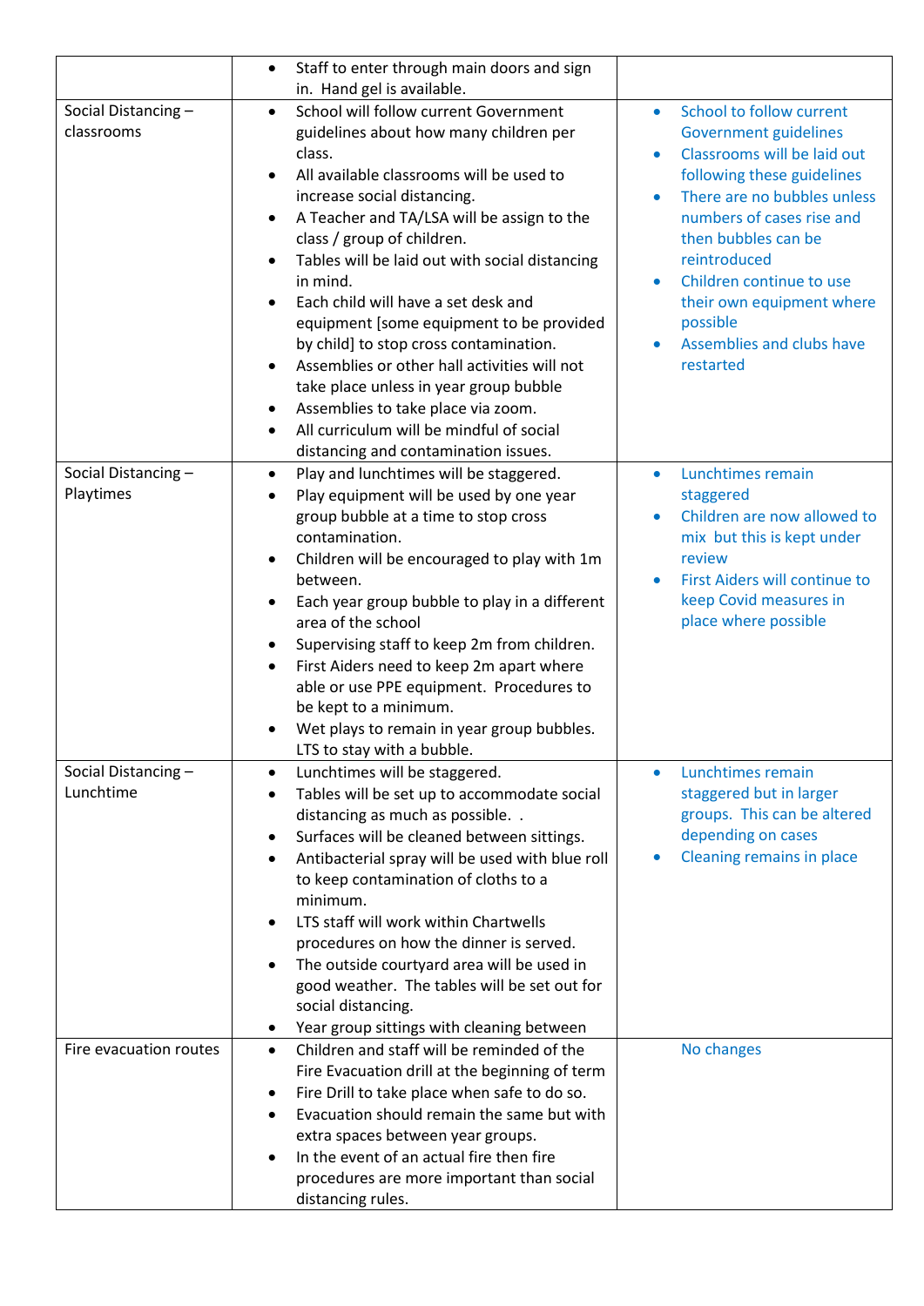| | | |
|---|---|---|
| | • Staff to enter through main doors and sign in. Hand gel is available. | |
| Social Distancing – classrooms | • School will follow current Government guidelines about how many children per class.<br>• All available classrooms will be used to increase social distancing.<br>• A Teacher and TA/LSA will be assign to the class / group of children.<br>• Tables will be laid out with social distancing in mind.<br>• Each child will have a set desk and equipment [some equipment to be provided by child] to stop cross contamination.<br>• Assemblies or other hall activities will not take place unless in year group bubble<br>• Assemblies to take place via zoom.<br>• All curriculum will be mindful of social distancing and contamination issues. | • School to follow current Government guidelines<br>• Classrooms will be laid out following these guidelines<br>• There are no bubbles unless numbers of cases rise and then bubbles can be reintroduced<br>• Children continue to use their own equipment where possible<br>• Assemblies and clubs have restarted |
| Social Distancing – Playtimes | • Play and lunchtimes will be staggered.<br>• Play equipment will be used by one year group bubble at a time to stop cross contamination.<br>• Children will be encouraged to play with 1m between.<br>• Each year group bubble to play in a different area of the school<br>• Supervising staff to keep 2m from children.<br>• First Aiders need to keep 2m apart where able or use PPE equipment. Procedures to be kept to a minimum.<br>• Wet plays to remain in year group bubbles. LTS to stay with a bubble. | • Lunchtimes remain staggered<br>• Children are now allowed to mix but this is kept under review<br>• First Aiders will continue to keep Covid measures in place where possible |
| Social Distancing – Lunchtime | • Lunchtimes will be staggered.<br>• Tables will be set up to accommodate social distancing as much as possible. .<br>• Surfaces will be cleaned between sittings.<br>• Antibacterial spray will be used with blue roll to keep contamination of cloths to a minimum.<br>• LTS staff will work within Chartwells procedures on how the dinner is served.<br>• The outside courtyard area will be used in good weather. The tables will be set out for social distancing.<br>• Year group sittings with cleaning between | • Lunchtimes remain staggered but in larger groups. This can be altered depending on cases<br>• Cleaning remains in place |
| Fire evacuation routes | • Children and staff will be reminded of the Fire Evacuation drill at the beginning of term<br>• Fire Drill to take place when safe to do so.<br>• Evacuation should remain the same but with extra spaces between year groups.<br>• In the event of an actual fire then fire procedures are more important than social distancing rules. | No changes |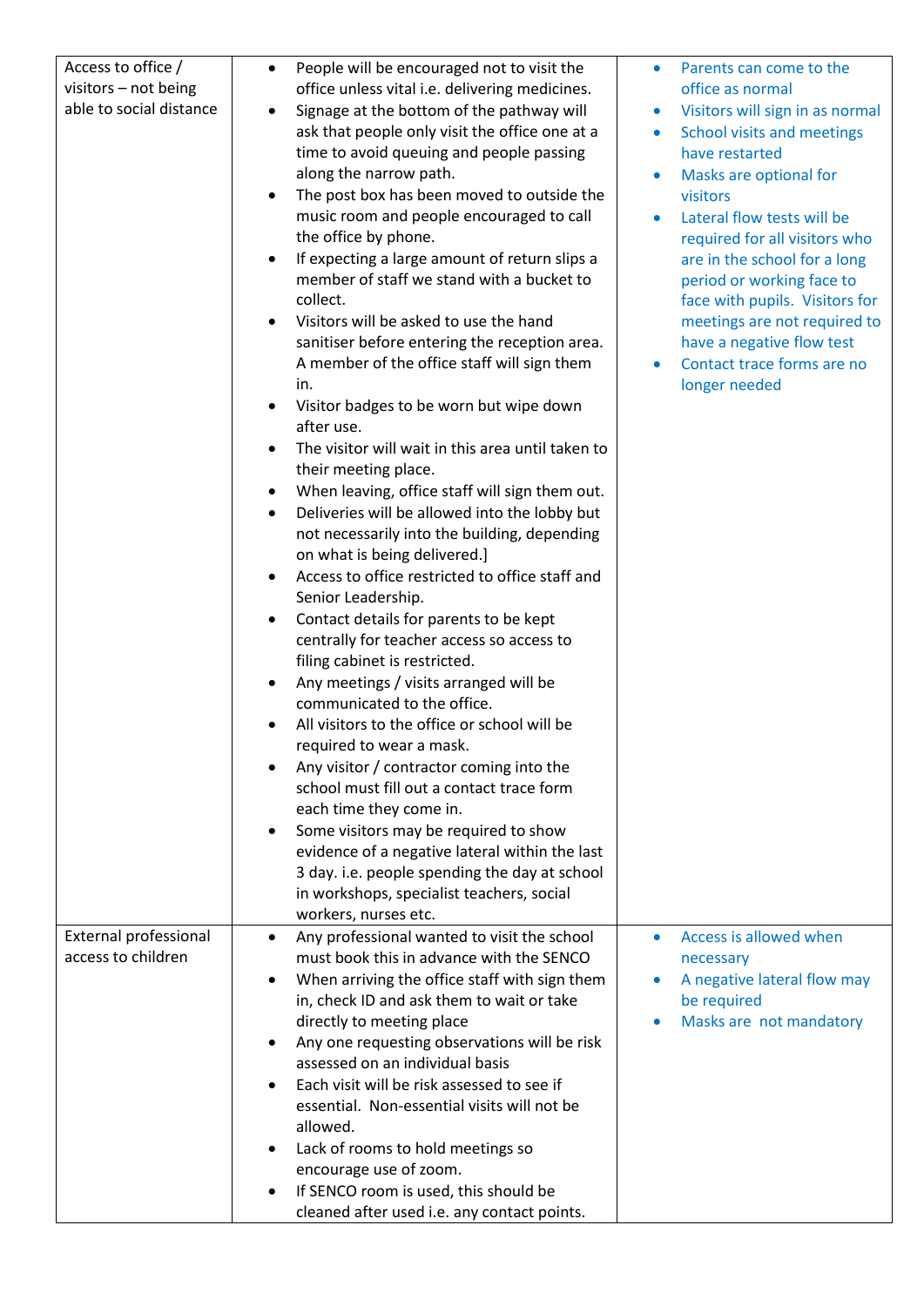| | | |
|---|---|---|
| Access to office / visitors – not being able to social distance | • People will be encouraged not to visit the office unless vital i.e. delivering medicines.<br>• Signage at the bottom of the pathway will ask that people only visit the office one at a time to avoid queuing and people passing along the narrow path.<br>• The post box has been moved to outside the music room and people encouraged to call the office by phone.<br>• If expecting a large amount of return slips a member of staff we stand with a bucket to collect.<br>• Visitors will be asked to use the hand sanitiser before entering the reception area. A member of the office staff will sign them in.<br>• Visitor badges to be worn but wipe down after use.<br>• The visitor will wait in this area until taken to their meeting place.<br>• When leaving, office staff will sign them out.<br>• Deliveries will be allowed into the lobby but not necessarily into the building, depending on what is being delivered.]<br>• Access to office restricted to office staff and Senior Leadership.<br>• Contact details for parents to be kept centrally for teacher access so access to filing cabinet is restricted.<br>• Any meetings / visits arranged will be communicated to the office.<br>• All visitors to the office or school will be required to wear a mask.<br>• Any visitor / contractor coming into the school must fill out a contact trace form each time they come in.<br>• Some visitors may be required to show evidence of a negative lateral within the last 3 day. i.e. people spending the day at school in workshops, specialist teachers, social workers, nurses etc. | • Parents can come to the office as normal<br>• Visitors will sign in as normal<br>• School visits and meetings have restarted<br>• Masks are optional for visitors<br>• Lateral flow tests will be required for all visitors who are in the school for a long period or working face to face with pupils. Visitors for meetings are not required to have a negative flow test<br>• Contact trace forms are no longer needed |
| External professional access to children | • Any professional wanted to visit the school must book this in advance with the SENCO<br>• When arriving the office staff with sign them in, check ID and ask them to wait or take directly to meeting place<br>• Any one requesting observations will be risk assessed on an individual basis<br>• Each visit will be risk assessed to see if essential. Non-essential visits will not be allowed.<br>• Lack of rooms to hold meetings so encourage use of zoom.<br>• If SENCO room is used, this should be cleaned after used i.e. any contact points. | • Access is allowed when necessary<br>• A negative lateral flow may be required<br>• Masks are not mandatory |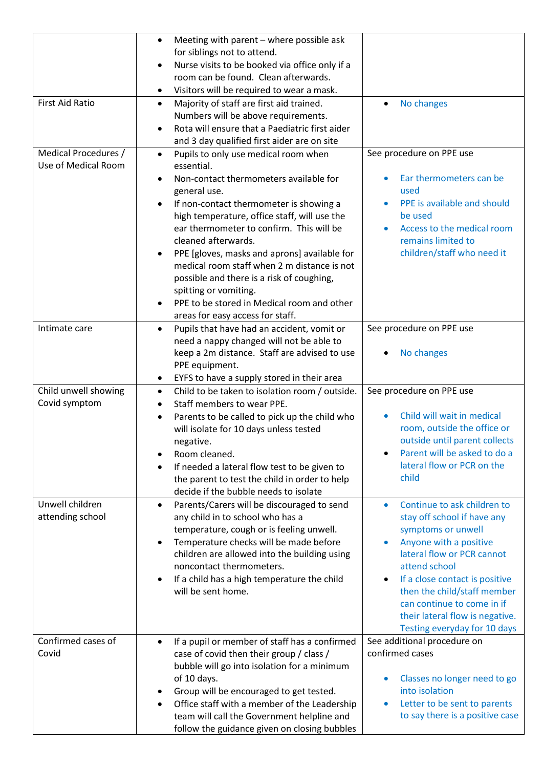| | | |
|---|---|---|
| | • Meeting with parent – where possible ask for siblings not to attend.<br>• Nurse visits to be booked via office only if a room can be found. Clean afterwards.<br>• Visitors will be required to wear a mask. | |
| First Aid Ratio | • Majority of staff are first aid trained. Numbers will be above requirements.<br>• Rota will ensure that a Paediatric first aider and 3 day qualified first aider are on site | • No changes |
| Medical Procedures / Use of Medical Room | • Pupils to only use medical room when essential.<br>• Non-contact thermometers available for general use.<br>• If non-contact thermometer is showing a high temperature, office staff, will use the ear thermometer to confirm. This will be cleaned afterwards.<br>• PPE [gloves, masks and aprons] available for medical room staff when 2 m distance is not possible and there is a risk of coughing, spitting or vomiting.<br>• PPE to be stored in Medical room and other areas for easy access for staff. | See procedure on PPE use<br><br>• Ear thermometers can be used<br>• PPE is available and should be used<br>• Access to the medical room remains limited to children/staff who need it |
| Intimate care | • Pupils that have had an accident, vomit or need a nappy changed will not be able to keep a 2m distance. Staff are advised to use PPE equipment.<br>• EYFS to have a supply stored in their area | See procedure on PPE use<br><br>• No changes |
| Child unwell showing Covid symptom | • Child to be taken to isolation room / outside.<br>• Staff members to wear PPE.<br>• Parents to be called to pick up the child who will isolate for 10 days unless tested negative.<br>• Room cleaned.<br>• If needed a lateral flow test to be given to the parent to test the child in order to help decide if the bubble needs to isolate | See procedure on PPE use<br><br>• Child will wait in medical room, outside the office or outside until parent collects<br>• Parent will be asked to do a lateral flow or PCR on the child |
| Unwell children attending school | • Parents/Carers will be discouraged to send any child in to school who has a temperature, cough or is feeling unwell.<br>• Temperature checks will be made before children are allowed into the building using noncontact thermometers.<br>• If a child has a high temperature the child will be sent home. | • Continue to ask children to stay off school if have any symptoms or unwell<br>• Anyone with a positive lateral flow or PCR cannot attend school<br>• If a close contact is positive then the child/staff member can continue to come in if their lateral flow is negative. Testing everyday for 10 days |
| Confirmed cases of Covid | • If a pupil or member of staff has a confirmed case of covid then their group / class / bubble will go into isolation for a minimum of 10 days.<br>• Group will be encouraged to get tested.<br>• Office staff with a member of the Leadership team will call the Government helpline and follow the guidance given on closing bubbles | See additional procedure on confirmed cases<br><br>• Classes no longer need to go into isolation<br>• Letter to be sent to parents to say there is a positive case |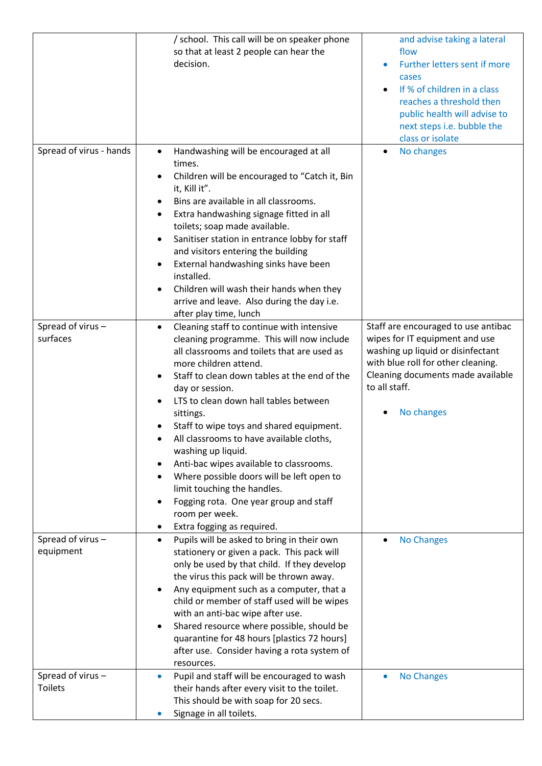| | | |
|---|---|---|
| | / school. This call will be on speaker phone so that at least 2 people can hear the decision. | and advise taking a lateral flow<br>• Further letters sent if more cases<br>• If % of children in a class reaches a threshold then public health will advise to next steps i.e. bubble the class or isolate |
| Spread of virus - hands | • Handwashing will be encouraged at all times.<br>• Children will be encouraged to "Catch it, Bin it, Kill it".<br>• Bins are available in all classrooms.<br>• Extra handwashing signage fitted in all toilets; soap made available.<br>• Sanitiser station in entrance lobby for staff and visitors entering the building<br>• External handwashing sinks have been installed.<br>• Children will wash their hands when they arrive and leave. Also during the day i.e. after play time, lunch | • No changes |
| Spread of virus – surfaces | • Cleaning staff to continue with intensive cleaning programme. This will now include all classrooms and toilets that are used as more children attend.<br>• Staff to clean down tables at the end of the day or session.<br>• LTS to clean down hall tables between sittings.<br>• Staff to wipe toys and shared equipment.<br>• All classrooms to have available cloths, washing up liquid.<br>• Anti-bac wipes available to classrooms.<br>• Where possible doors will be left open to limit touching the handles.<br>• Fogging rota. One year group and staff room per week.<br>• Extra fogging as required. | Staff are encouraged to use antibac wipes for IT equipment and use washing up liquid or disinfectant with blue roll for other cleaning. Cleaning documents made available to all staff.<br><br>• No changes |
| Spread of virus – equipment | • Pupils will be asked to bring in their own stationery or given a pack. This pack will only be used by that child. If they develop the virus this pack will be thrown away.<br>• Any equipment such as a computer, that a child or member of staff used will be wipes with an anti-bac wipe after use.<br>• Shared resource where possible, should be quarantine for 48 hours [plastics 72 hours] after use. Consider having a rota system of resources. | • No Changes |
| Spread of virus – Toilets | • Pupil and staff will be encouraged to wash their hands after every visit to the toilet. This should be with soap for 20 secs.<br>• Signage in all toilets. | • No Changes |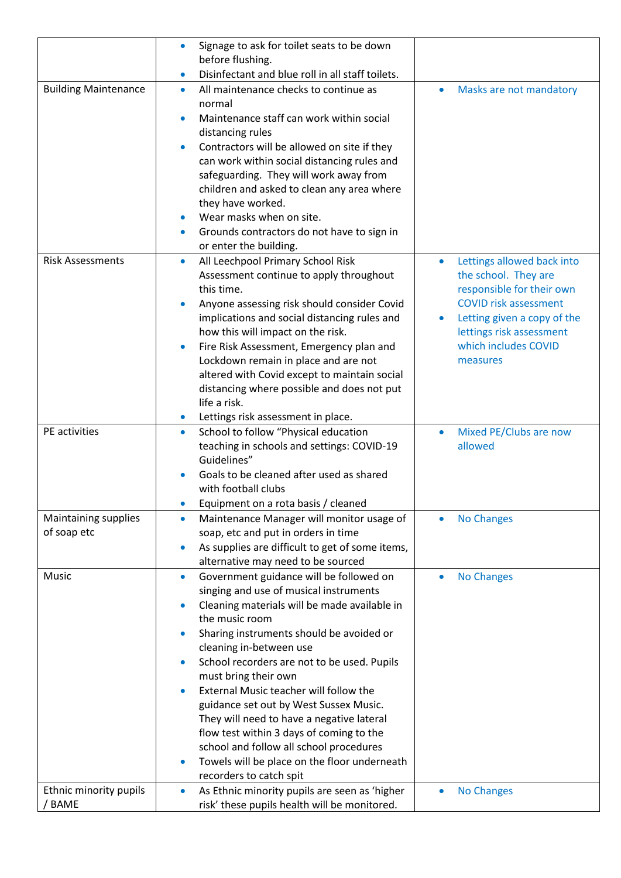| | | |
|---|---|---|
| | • Signage to ask for toilet seats to be down before flushing.<br>• Disinfectant and blue roll in all staff toilets. | |
| Building Maintenance | • All maintenance checks to continue as normal<br>• Maintenance staff can work within social distancing rules<br>• Contractors will be allowed on site if they can work within social distancing rules and safeguarding. They will work away from children and asked to clean any area where they have worked.<br>• Wear masks when on site.<br>• Grounds contractors do not have to sign in or enter the building. | • Masks are not mandatory |
| Risk Assessments | • All Leechpool Primary School Risk Assessment continue to apply throughout this time.<br>• Anyone assessing risk should consider Covid implications and social distancing rules and how this will impact on the risk.<br>• Fire Risk Assessment, Emergency plan and Lockdown remain in place and are not altered with Covid except to maintain social distancing where possible and does not put life a risk.<br>• Lettings risk assessment in place. | • Lettings allowed back into the school. They are responsible for their own COVID risk assessment<br>• Letting given a copy of the lettings risk assessment which includes COVID measures |
| PE activities | • School to follow "Physical education teaching in schools and settings: COVID-19 Guidelines"<br>• Goals to be cleaned after used as shared with football clubs<br>• Equipment on a rota basis / cleaned | • Mixed PE/Clubs are now allowed |
| Maintaining supplies of soap etc | • Maintenance Manager will monitor usage of soap, etc and put in orders in time<br>• As supplies are difficult to get of some items, alternative may need to be sourced | • No Changes |
| Music | • Government guidance will be followed on singing and use of musical instruments<br>• Cleaning materials will be made available in the music room<br>• Sharing instruments should be avoided or cleaning in-between use<br>• School recorders are not to be used. Pupils must bring their own<br>• External Music teacher will follow the guidance set out by West Sussex Music. They will need to have a negative lateral flow test within 3 days of coming to the school and follow all school procedures<br>• Towels will be place on the floor underneath recorders to catch spit | • No Changes |
| Ethnic minority pupils / BAME | • As Ethnic minority pupils are seen as 'higher risk' these pupils health will be monitored. | • No Changes |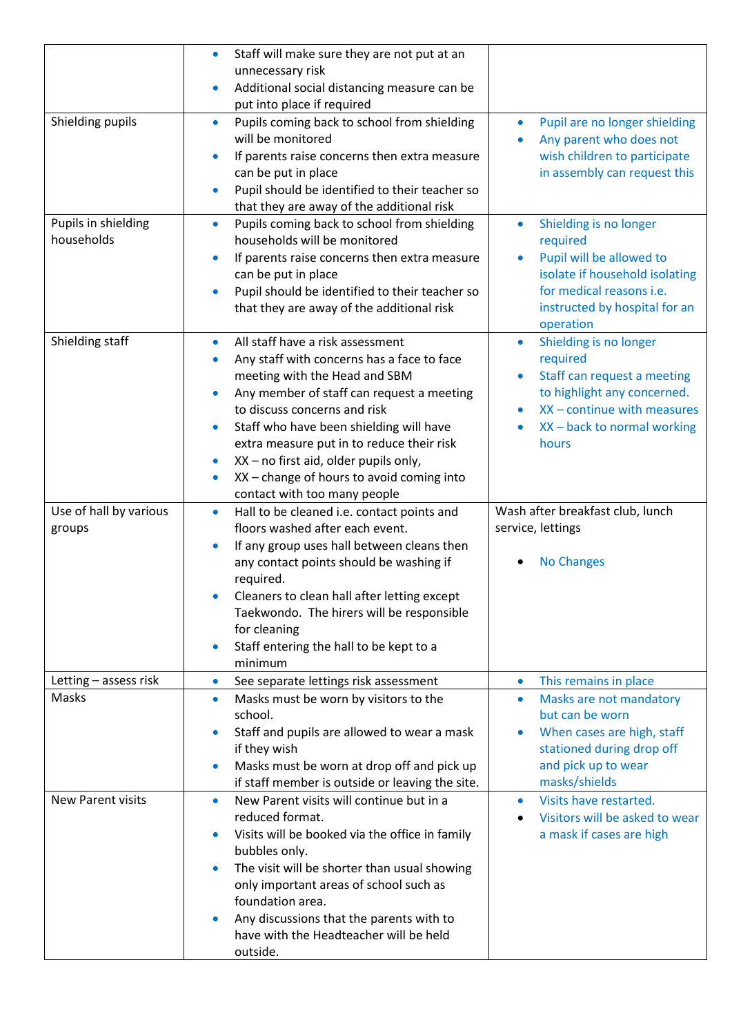| | | |
|---|---|---|
| | • Staff will make sure they are not put at an unnecessary risk<br>• Additional social distancing measure can be put into place if required | |
| Shielding pupils | • Pupils coming back to school from shielding will be monitored<br>• If parents raise concerns then extra measure can be put in place<br>• Pupil should be identified to their teacher so that they are away of the additional risk | • Pupil are no longer shielding<br>• Any parent who does not wish children to participate in assembly can request this |
| Pupils in shielding households | • Pupils coming back to school from shielding households will be monitored<br>• If parents raise concerns then extra measure can be put in place<br>• Pupil should be identified to their teacher so that they are away of the additional risk | • Shielding is no longer required<br>• Pupil will be allowed to isolate if household isolating for medical reasons i.e. instructed by hospital for an operation |
| Shielding staff | • All staff have a risk assessment<br>• Any staff with concerns has a face to face meeting with the Head and SBM<br>• Any member of staff can request a meeting to discuss concerns and risk<br>• Staff who have been shielding will have extra measure put in to reduce their risk<br>• XX – no first aid, older pupils only,<br>• XX – change of hours to avoid coming into contact with too many people | • Shielding is no longer required<br>• Staff can request a meeting to highlight any concerned.<br>• XX – continue with measures<br>• XX – back to normal working hours |
| Use of hall by various groups | • Hall to be cleaned i.e. contact points and floors washed after each event.<br>• If any group uses hall between cleans then any contact points should be washing if required.<br>• Cleaners to clean hall after letting except Taekwondo. The hirers will be responsible for cleaning<br>• Staff entering the hall to be kept to a minimum | Wash after breakfast club, lunch service, lettings<br><br>• No Changes |
| Letting – assess risk | • See separate lettings risk assessment | • This remains in place |
| Masks | • Masks must be worn by visitors to the school.<br>• Staff and pupils are allowed to wear a mask if they wish<br>• Masks must be worn at drop off and pick up if staff member is outside or leaving the site. | • Masks are not mandatory but can be worn<br>• When cases are high, staff stationed during drop off and pick up to wear masks/shields |
| New Parent visits | • New Parent visits will continue but in a reduced format.<br>• Visits will be booked via the office in family bubbles only.<br>• The visit will be shorter than usual showing only important areas of school such as foundation area.<br>• Any discussions that the parents with to have with the Headteacher will be held outside. | • Visits have restarted.<br>• Visitors will be asked to wear a mask if cases are high |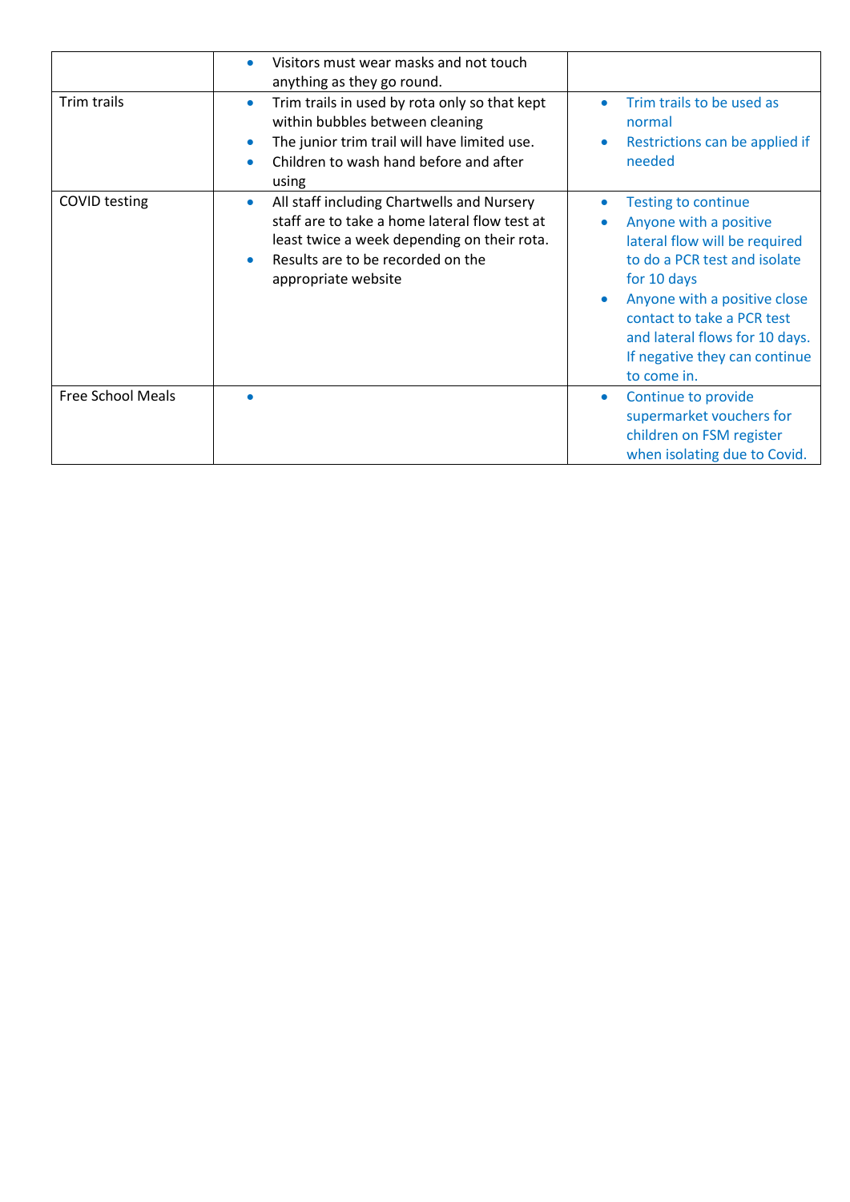| | | |
|---|---|---|
| | • Visitors must wear masks and not touch anything as they go round. | |
| Trim trails | • Trim trails in used by rota only so that kept within bubbles between cleaning<br>• The junior trim trail will have limited use.<br>• Children to wash hand before and after using | • Trim trails to be used as normal<br>• Restrictions can be applied if needed |
| COVID testing | • All staff including Chartwells and Nursery staff are to take a home lateral flow test at least twice a week depending on their rota.<br>• Results are to be recorded on the appropriate website | • Testing to continue<br>• Anyone with a positive lateral flow will be required to do a PCR test and isolate for 10 days<br>• Anyone with a positive close contact to take a PCR test and lateral flows for 10 days. If negative they can continue to come in. |
| Free School Meals | • | • Continue to provide supermarket vouchers for children on FSM register when isolating due to Covid. |